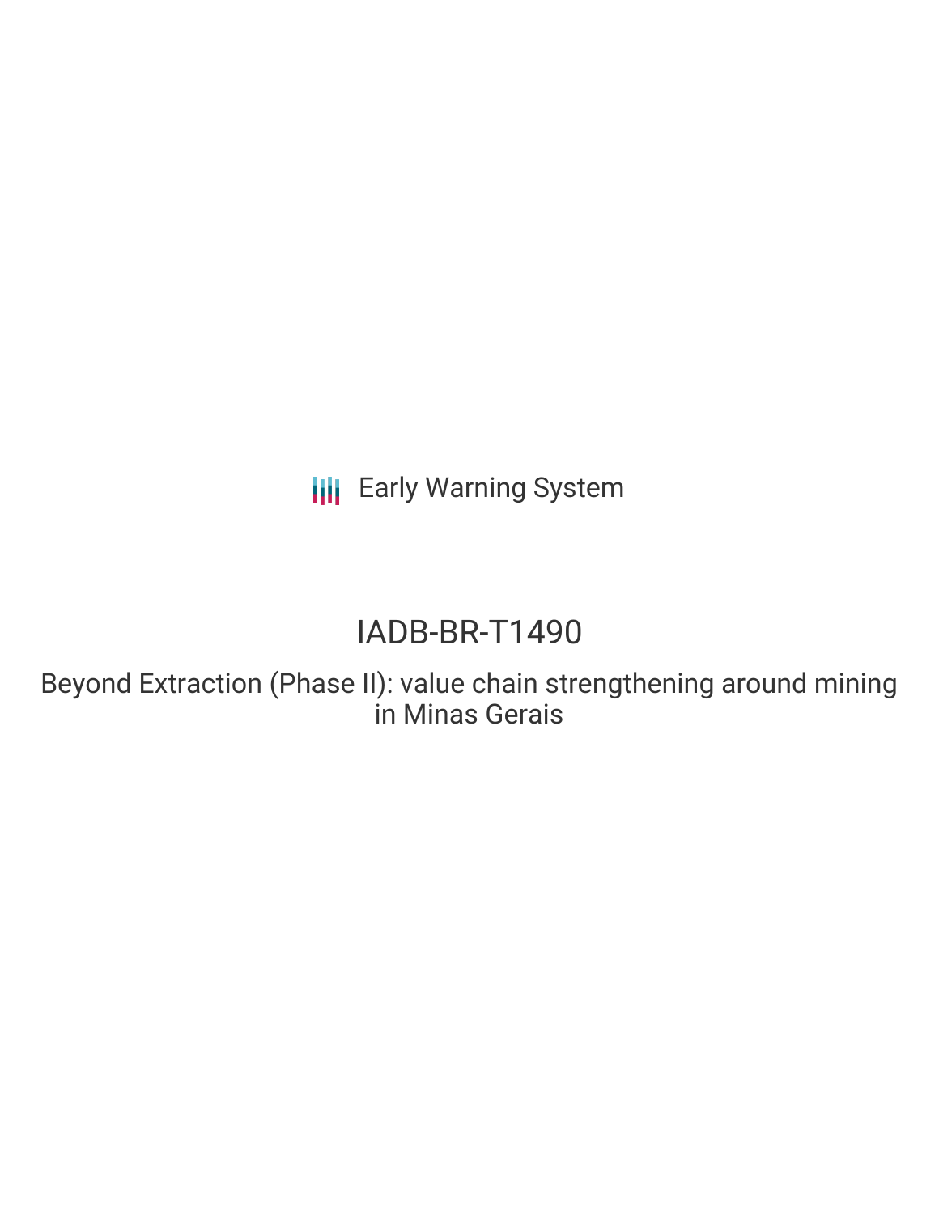Early Warning System

# IADB-BR-T1490

## Beyond Extraction (Phase II): value chain strengthening around mining in Minas Gerais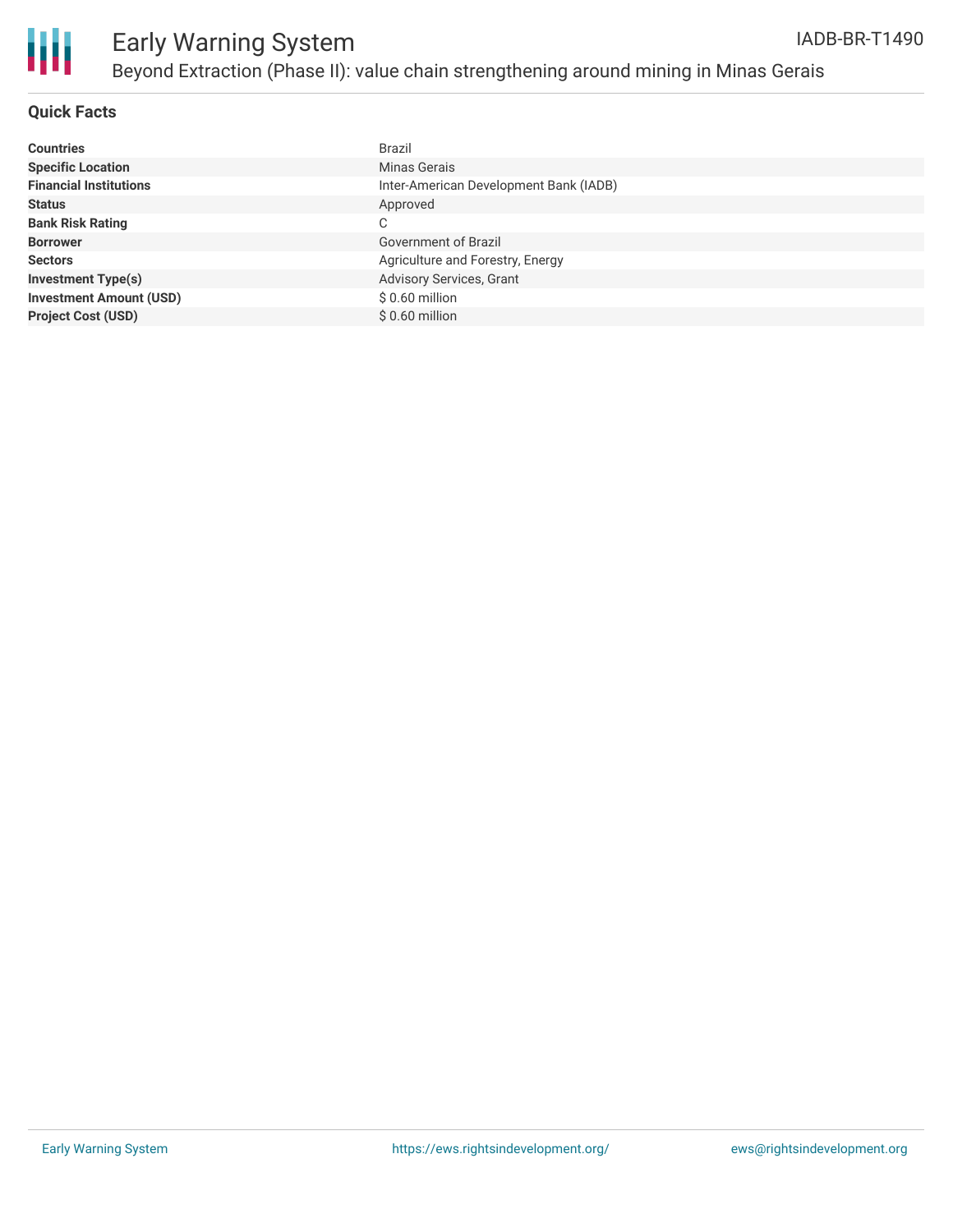# Early Warning System

## Beyond Extraction (Phase II): value chain strengthening around mining in Minas Gerais

IADB-BR-T1490

### Quick Facts

| | |
|---|---|
| **Countries** | Brazil |
| **Specific Location** | Minas Gerais |
| **Financial Institutions** | Inter-American Development Bank (IADB) |
| **Status** | Approved |
| **Bank Risk Rating** | C |
| **Borrower** | Government of Brazil |
| **Sectors** | Agriculture and Forestry, Energy |
| **Investment Type(s)** | Advisory Services, Grant |
| **Investment Amount (USD)** | $ 0.60 million |
| **Project Cost (USD)** | $ 0.60 million |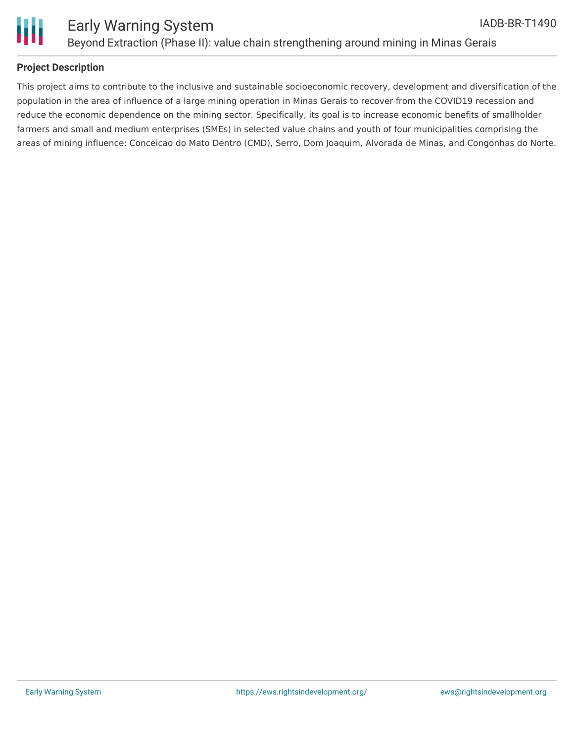## Project Description

This project aims to contribute to the inclusive and sustainable socioeconomic recovery, development and diversification of the population in the area of influence of a large mining operation in Minas Gerais to recover from the COVID19 recession and reduce the economic dependence on the mining sector. Specifically, its goal is to increase economic benefits of smallholder farmers and small and medium enterprises (SMEs) in selected value chains and youth of four municipalities comprising the areas of mining influence: Conceicao do Mato Dentro (CMD), Serro, Dom Joaquim, Alvorada de Minas, and Congonhas do Norte.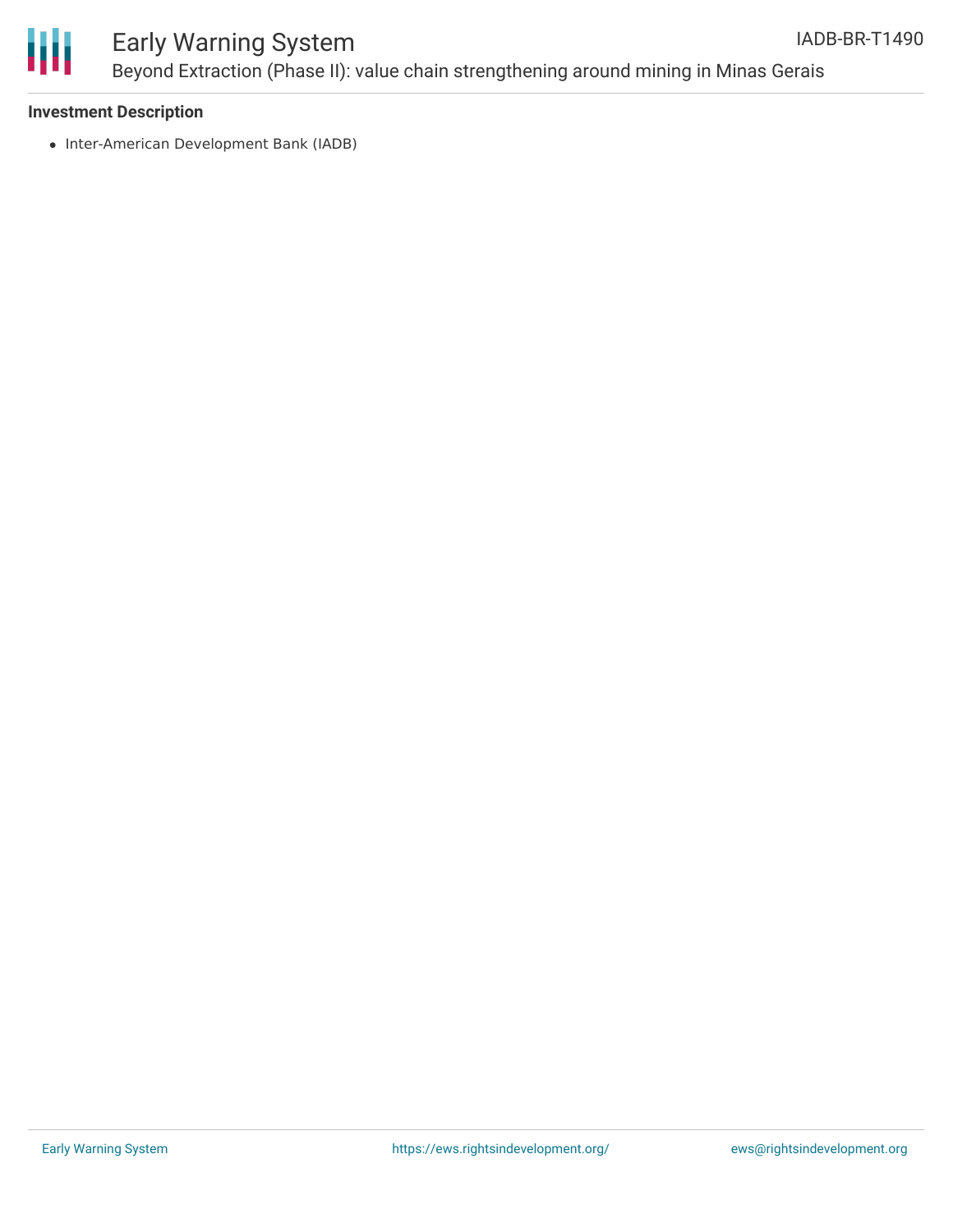### Investment Description

- Inter-American Development Bank (IADB)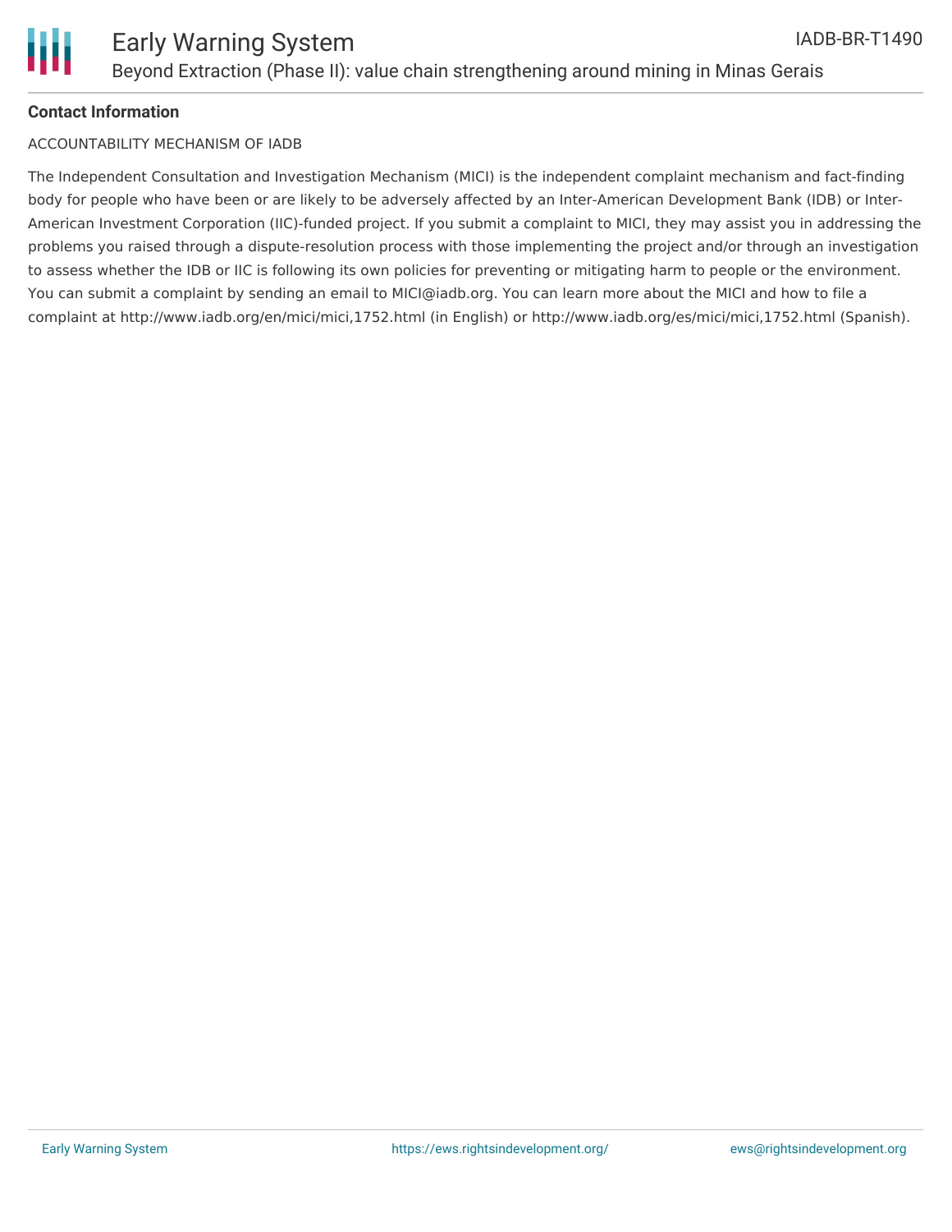**Contact Information**

ACCOUNTABILITY MECHANISM OF IADB

The Independent Consultation and Investigation Mechanism (MICI) is the independent complaint mechanism and fact-finding body for people who have been or are likely to be adversely affected by an Inter-American Development Bank (IDB) or Inter-American Investment Corporation (IIC)-funded project. If you submit a complaint to MICI, they may assist you in addressing the problems you raised through a dispute-resolution process with those implementing the project and/or through an investigation to assess whether the IDB or IIC is following its own policies for preventing or mitigating harm to people or the environment. You can submit a complaint by sending an email to MICI@iadb.org. You can learn more about the MICI and how to file a complaint at http://www.iadb.org/en/mici/mici,1752.html (in English) or http://www.iadb.org/es/mici/mici,1752.html (Spanish).